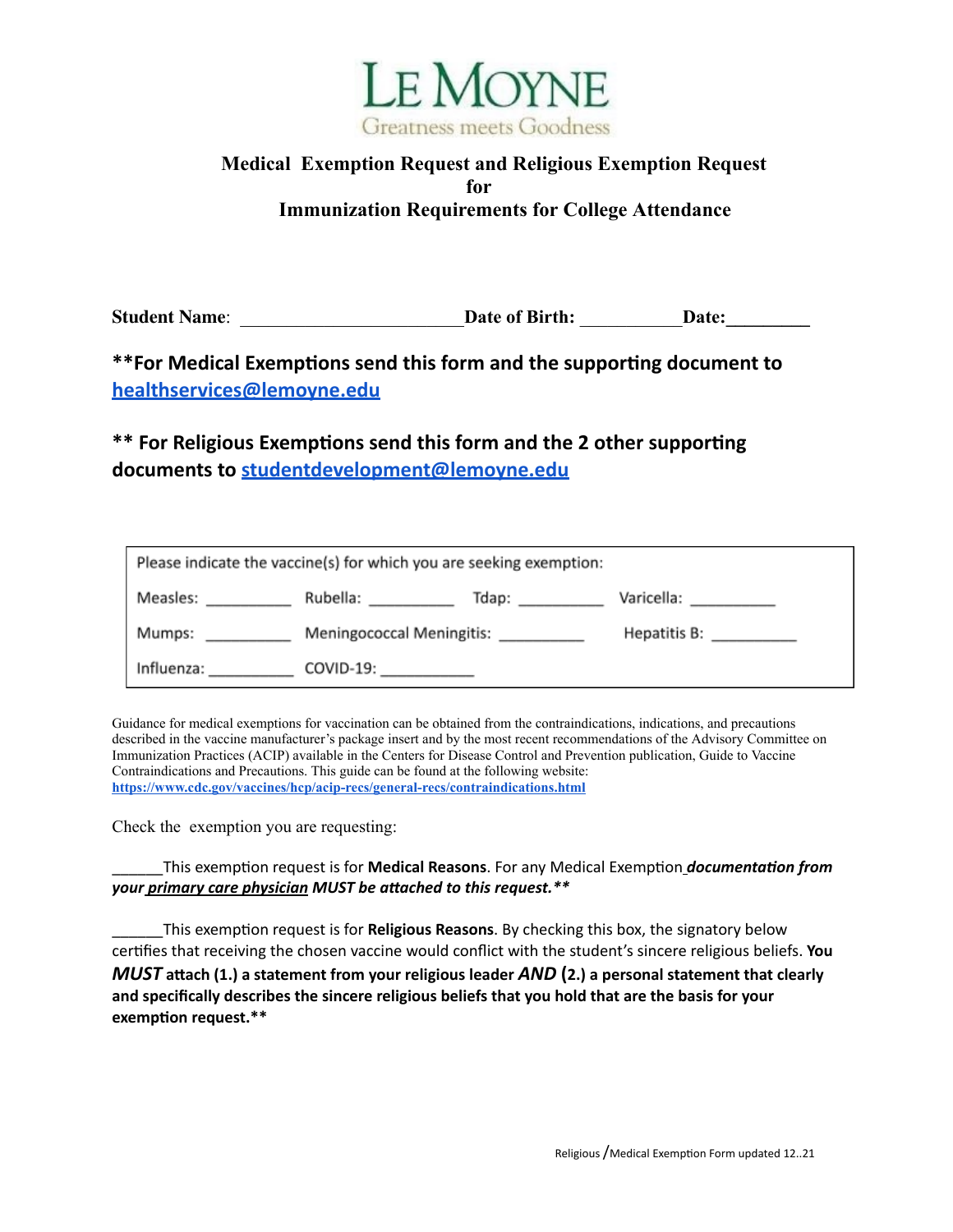LE MOYNE

Greatness meets Goodness

# Medical Exemption Request and Religious Exemption Request for Immunization Requirements for College Attendance

**Student Name**: ________________________ **Date of Birth:** ___________ **Date:**_________

**For Medical Exemptions send this form and the supporting document to [healthservices@lemoyne.edu](mailto:healthservices@lemoyne.edu)

** For Religious Exemptions send this form and the 2 other supporting documents to [studentdevelopment@lemoyne.edu](mailto:studentdevelopment@lemoyne.edu)

| Please indicate the vaccine(s) for which you are seeking exemption: | | | |
|---|---|---|---|
| Measles: __________ | Rubella: __________ | Tdap: __________ | Varicella: __________ |
| Mumps: __________ | Meningococcal Meningitis: __________ | | Hepatitis B: __________ |
| Influenza: __________ | COVID-19: ___________ | | |

Guidance for medical exemptions for vaccination can be obtained from the contraindications, indications, and precautions described in the vaccine manufacturer's package insert and by the most recent recommendations of the Advisory Committee on Immunization Practices (ACIP) available in the Centers for Disease Control and Prevention publication, Guide to Vaccine Contraindications and Precautions. This guide can be found at the following website: [https://www.cdc.gov/vaccines/hcp/acip-recs/general-recs/contraindications.html](https://www.cdc.gov/vaccines/hcp/acip-recs/general-recs/contraindications.html)

Check the exemption you are requesting:

______This exemption request is for **Medical Reasons**. For any Medical Exemption ***documentation from your primary care physician MUST be attached to this request.****

______This exemption request is for **Religious Reasons**. By checking this box, the signatory below certifies that receiving the chosen vaccine would conflict with the student's sincere religious beliefs. **You *MUST* attach (1.) a statement from your religious leader *AND* (2.) a personal statement that clearly and specifically describes the sincere religious beliefs that you hold that are the basis for your exemption request.****

Religious /Medical Exemption Form updated 12..21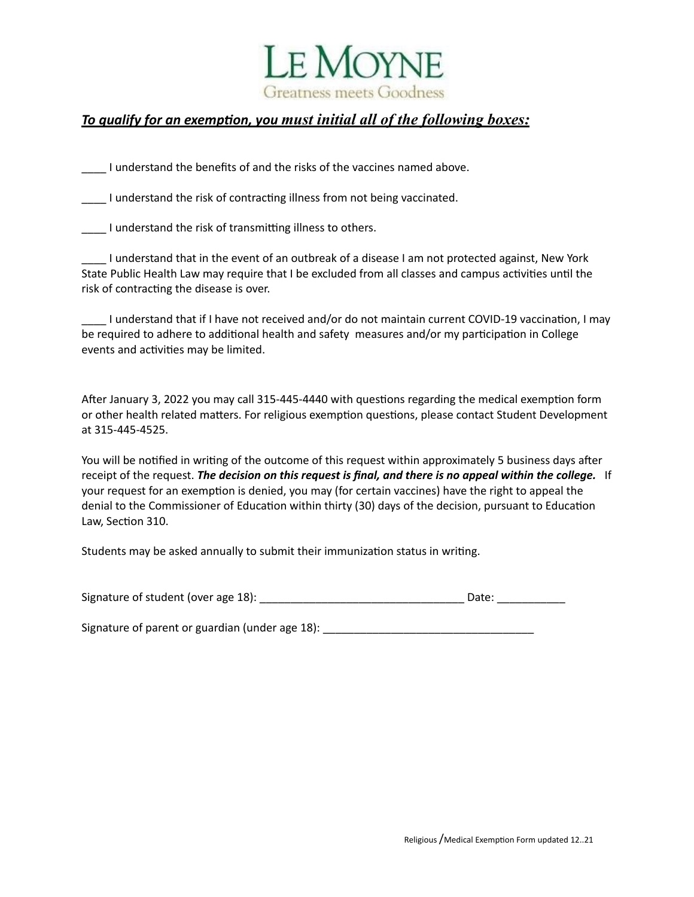LE MOYNE

Greatness meets Goodness

***<u>To qualify for an exemption, you must initial all of the following boxes:</u>***

____ I understand the benefits of and the risks of the vaccines named above.

____ I understand the risk of contracting illness from not being vaccinated.

____ I understand the risk of transmitting illness to others.

____ I understand that in the event of an outbreak of a disease I am not protected against, New York State Public Health Law may require that I be excluded from all classes and campus activities until the risk of contracting the disease is over.

____ I understand that if I have not received and/or do not maintain current COVID-19 vaccination, I may be required to adhere to additional health and safety measures and/or my participation in College events and activities may be limited.

After January 3, 2022 you may call 315-445-4440 with questions regarding the medical exemption form or other health related matters. For religious exemption questions, please contact Student Development at 315-445-4525.

You will be notified in writing of the outcome of this request within approximately 5 business days after receipt of the request. ***The decision on this request is final, and there is no appeal within the college.*** If your request for an exemption is denied, you may (for certain vaccines) have the right to appeal the denial to the Commissioner of Education within thirty (30) days of the decision, pursuant to Education Law, Section 310.

Students may be asked annually to submit their immunization status in writing.

Signature of student (over age 18): _________________________________ Date: ___________

Signature of parent or guardian (under age 18): __________________________________

Religious /Medical Exemption Form updated 12..21